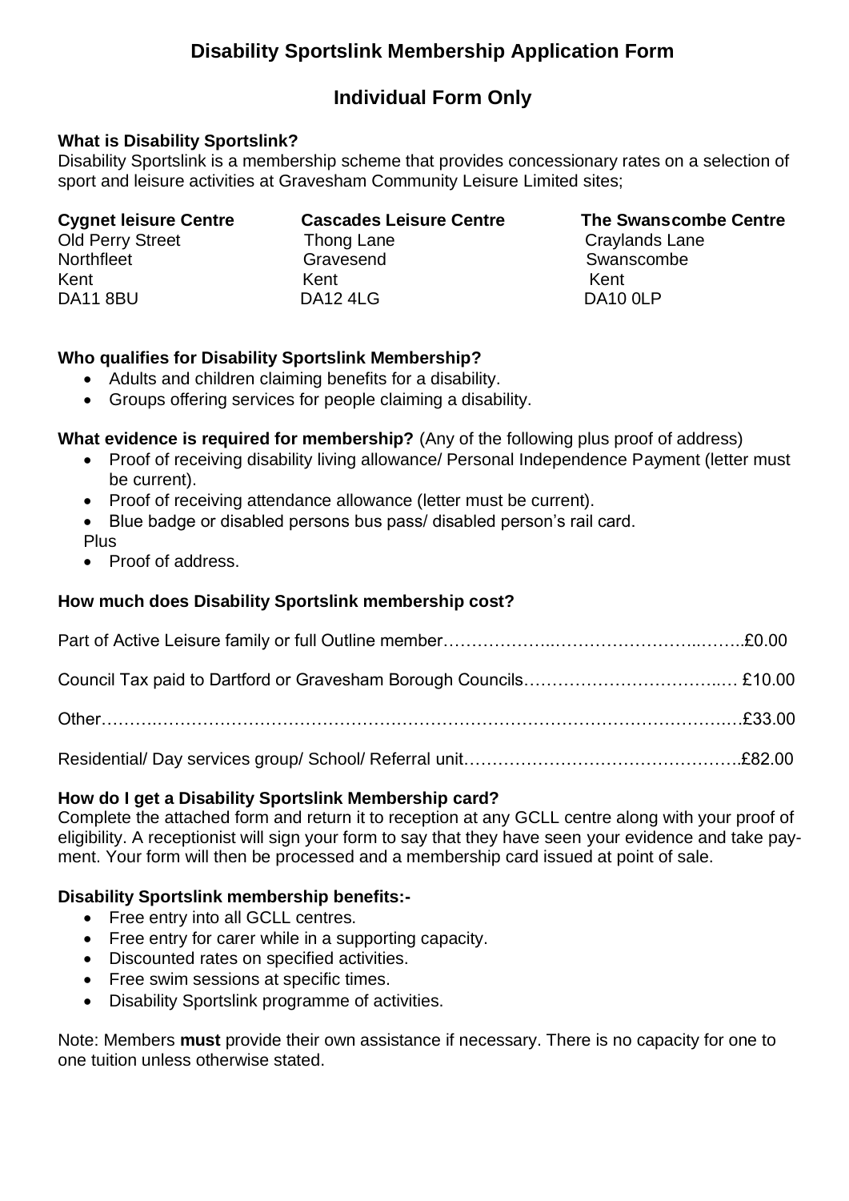# Disability Sportslink Membership Application Form

## Individual Form Only

**What is Disability Sportslink?**

Disability Sportslink is a membership scheme that provides concessionary rates on a selection of sport and leisure activities at Gravesham Community Leisure Limited sites;

| Cygnet leisure Centre | Cascades Leisure Centre | The Swanscombe Centre |
|---|---|---|
| Old Perry Street | Thong Lane | Craylands Lane |
| Northfleet | Gravesend | Swanscombe |
| Kent | Kent | Kent |
| DA11 8BU | DA12 4LG | DA10 0LP |

**Who qualifies for Disability Sportslink Membership?**

- Adults and children claiming benefits for a disability.
- Groups offering services for people claiming a disability.

**What evidence is required for membership?** (Any of the following plus proof of address)

- Proof of receiving disability living allowance/ Personal Independence Payment (letter must be current).
- Proof of receiving attendance allowance (letter must be current).
- Blue badge or disabled persons bus pass/ disabled person's rail card.

Plus

- Proof of address.

**How much does Disability Sportslink membership cost?**

Part of Active Leisure family or full Outline member……………………………………………£0.00

Council Tax paid to Dartford or Gravesham Borough Councils……………………………… £10.00

Other……………………………………………………………………………………………£33.00

Residential/ Day services group/ School/ Referral unit……………………………………….£82.00

**How do I get a Disability Sportslink Membership card?**

Complete the attached form and return it to reception at any GCLL centre along with your proof of eligibility. A receptionist will sign your form to say that they have seen your evidence and take payment. Your form will then be processed and a membership card issued at point of sale.

**Disability Sportslink membership benefits:-**

- Free entry into all GCLL centres.
- Free entry for carer while in a supporting capacity.
- Discounted rates on specified activities.
- Free swim sessions at specific times.
- Disability Sportslink programme of activities.

Note: Members **must** provide their own assistance if necessary. There is no capacity for one to one tuition unless otherwise stated.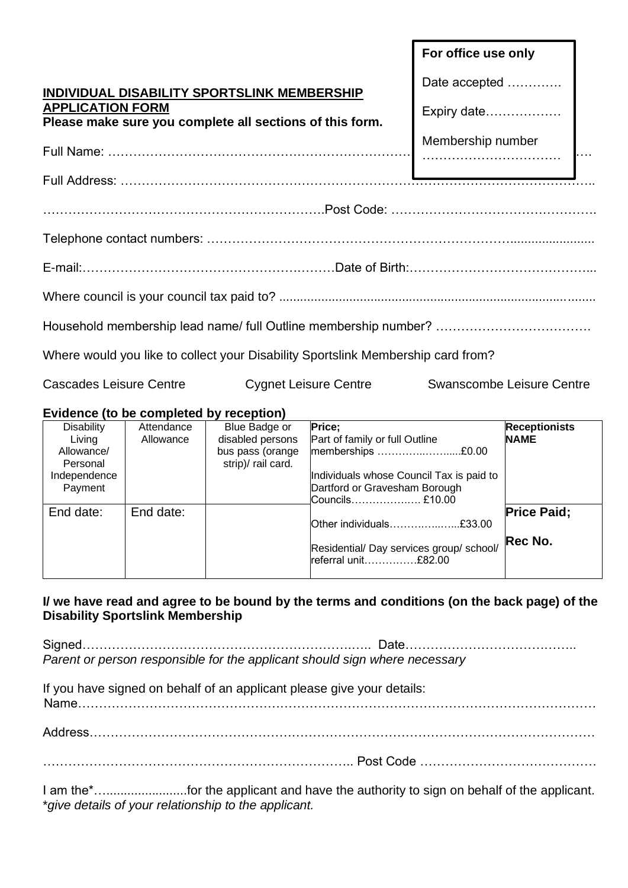**For office use only**

Date accepted ………….

Expiry date………………

Membership number …………………………….

## INDIVIDUAL DISABILITY SPORTSLINK MEMBERSHIP APPLICATION FORM

**Please make sure you complete all sections of this form.**

Full Name: ……………………………………………………………………………………………………

Full Address: ………………………………………………………………………………………………..

……………………………………………………….Post Code: ………………………………………….

Telephone contact numbers: ………………………………………………………………........................

E-mail:…………………………………………………Date of Birth:……………………………………...

Where council is your council tax paid to? ...........................................................................................

Household membership lead name/ full Outline membership number? ……………………………….

Where would you like to collect your Disability Sportslink Membership card from?

Cascades Leisure Centre Cygnet Leisure Centre Swanscombe Leisure Centre

**Evidence (to be completed by reception)**

| Disability Living Allowance/ Personal Independence Payment | Attendance Allowance | Blue Badge or disabled persons bus pass (orange strip)/ rail card. | **Price;**<br>Part of family or full Outline memberships ………..……....£0.00<br><br>Individuals whose Council Tax is paid to Dartford or Gravesham Borough Councils……………….. £10.00 | **Receptionists NAME** |
|---|---|---|---|---|
| End date: | End date: | | Other individuals……….…...…..£33.00<br><br>Residential/ Day services group/ school/ referral unit……………£82.00 | **Price Paid;**<br><br>**Rec No.** |

**I/ we have read and agree to be bound by the terms and conditions (on the back page) of the Disability Sportslink Membership**

Signed……………………………………………………….….. Date………………………………..……..

*Parent or person responsible for the applicant should sign where necessary*

If you have signed on behalf of an applicant please give your details:

Name…………………………………………………………………………………………………………

Address……………………………………………………………………………………………………

……………………………………………………………….. Post Code ……………………………………

I am the*….......................for the applicant and have the authority to sign on behalf of the applicant.

*\*give details of your relationship to the applicant.*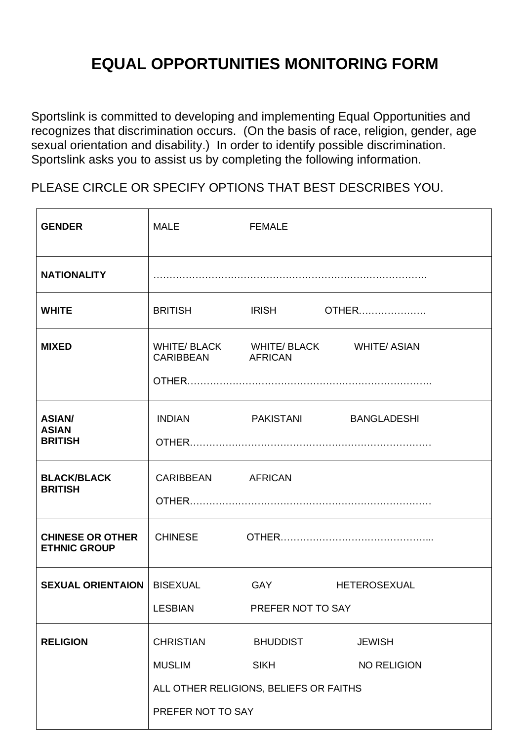# EQUAL OPPORTUNITIES MONITORING FORM

Sportslink is committed to developing and implementing Equal Opportunities and recognizes that discrimination occurs. (On the basis of race, religion, gender, age sexual orientation and disability.) In order to identify possible discrimination. Sportslink asks you to assist us by completing the following information.

PLEASE CIRCLE OR SPECIFY OPTIONS THAT BEST DESCRIBES YOU.

| | |
|---|---|
| **GENDER** | MALE FEMALE |
| **NATIONALITY** | ………………………………………………………………………… |
| **WHITE** | BRITISH IRISH OTHER………………… |
| **MIXED** | WHITE/ BLACK CARIBBEAN WHITE/ BLACK AFRICAN WHITE/ ASIAN<br>OTHER……………………………………………………………… |
| **ASIAN/ ASIAN BRITISH** | INDIAN PAKISTANI BANGLADESHI<br>OTHER……………………………………………………………… |
| **BLACK/BLACK BRITISH** | CARIBBEAN AFRICAN<br>OTHER……………………………………………………………… |
| **CHINESE OR OTHER ETHNIC GROUP** | CHINESE OTHER……………………………………... |
| **SEXUAL ORIENTAION** | BISEXUAL GAY HETEROSEXUAL<br>LESBIAN PREFER NOT TO SAY |
| **RELIGION** | CHRISTIAN BHUDDIST JEWISH<br>MUSLIM SIKH NO RELIGION<br>ALL OTHER RELIGIONS, BELIEFS OR FAITHS<br>PREFER NOT TO SAY |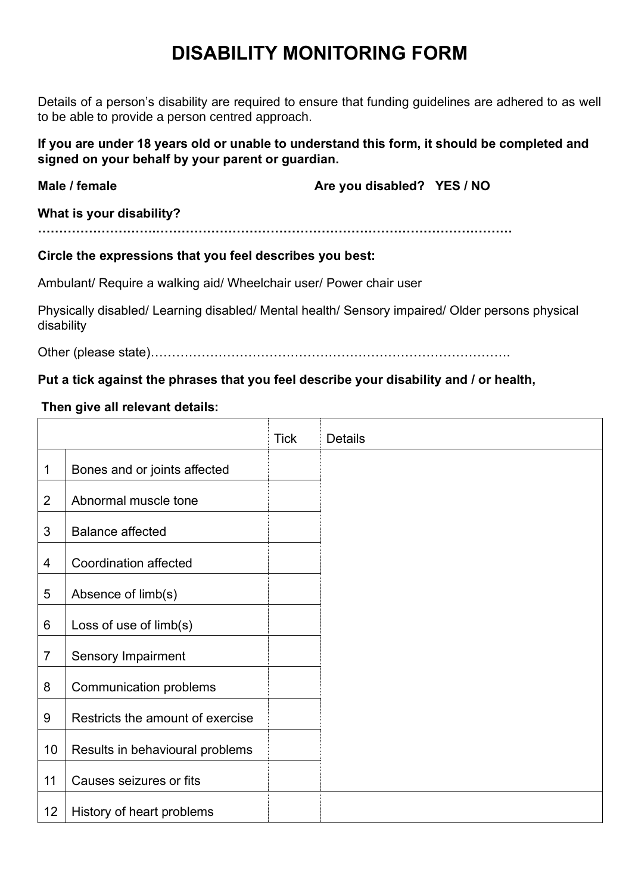# DISABILITY MONITORING FORM

Details of a person's disability are required to ensure that funding guidelines are adhered to as well to be able to provide a person centred approach.

**If you are under 18 years old or unable to understand this form, it should be completed and signed on your behalf by your parent or guardian.**

**Male / female** **Are you disabled? YES / NO**

**What is your disability?**

**…………………………………………………………………………………………………**

**Circle the expressions that you feel describes you best:**

Ambulant/ Require a walking aid/ Wheelchair user/ Power chair user

Physically disabled/ Learning disabled/ Mental health/ Sensory impaired/ Older persons physical disability

Other (please state)…………………………………………………………………………….

**Put a tick against the phrases that you feel describe your disability and / or health,**

**Then give all relevant details:**

| | | Tick | Details |
|---|---|---|---|
| 1 | Bones and or joints affected | | |
| 2 | Abnormal muscle tone | | |
| 3 | Balance affected | | |
| 4 | Coordination affected | | |
| 5 | Absence of limb(s) | | |
| 6 | Loss of use of limb(s) | | |
| 7 | Sensory Impairment | | |
| 8 | Communication problems | | |
| 9 | Restricts the amount of exercise | | |
| 10 | Results in behavioural problems | | |
| 11 | Causes seizures or fits | | |
| 12 | History of heart problems | | |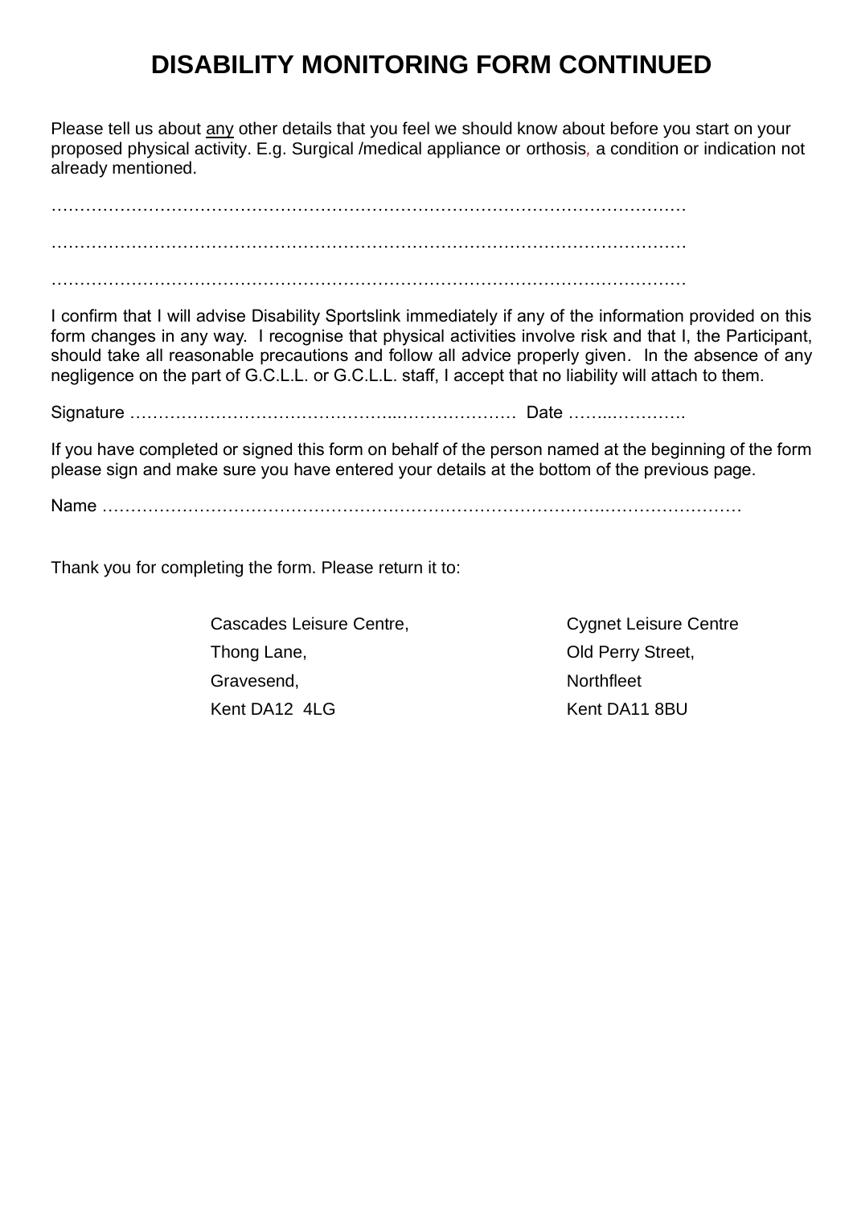# DISABILITY MONITORING FORM CONTINUED

Please tell us about <u>any</u> other details that you feel we should know about before you start on your proposed physical activity. E.g. Surgical /medical appliance or orthosis, a condition or indication not already mentioned.

…………………………………………………………………………………………………

…………………………………………………………………………………………………

…………………………………………………………………………………………………

I confirm that I will advise Disability Sportslink immediately if any of the information provided on this form changes in any way. I recognise that physical activities involve risk and that I, the Participant, should take all reasonable precautions and follow all advice properly given. In the absence of any negligence on the part of G.C.L.L. or G.C.L.L. staff, I accept that no liability will attach to them.

Signature ……………………………………………..………………… Date ……..………….

If you have completed or signed this form on behalf of the person named at the beginning of the form please sign and make sure you have entered your details at the bottom of the previous page.

Name …………………………………………………………………………….……………………

Thank you for completing the form. Please return it to:

Cascades Leisure Centre,
Thong Lane,
Gravesend,
Kent DA12 4LG

Cygnet Leisure Centre
Old Perry Street,
Northfleet
Kent DA11 8BU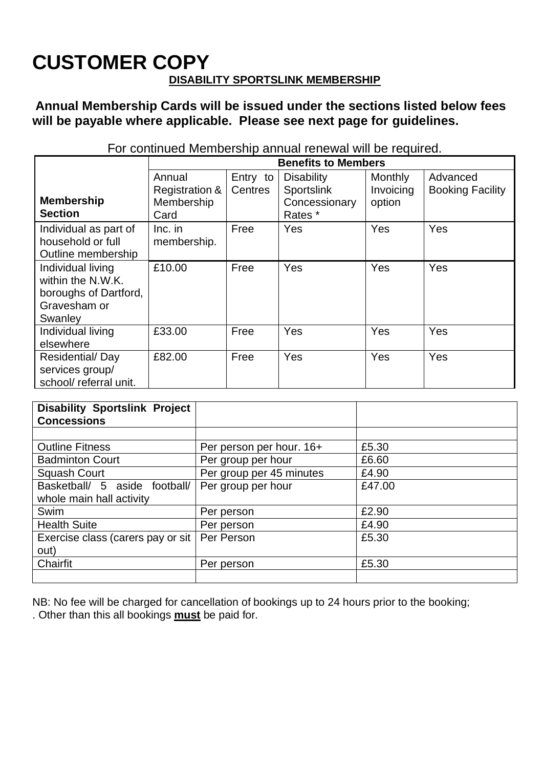# CUSTOMER COPY

**DISABILITY SPORTSLINK MEMBERSHIP**

**Annual Membership Cards will be issued under the sections listed below fees will be payable where applicable. Please see next page for guidelines.**

For continued Membership annual renewal will be required.

| Membership Section | Benefits to Members | | | | |
|---|---|---|---|---|---|
| | Annual Registration & Membership Card | Entry to Centres | Disability Sportslink Concessionary Rates * | Monthly Invoicing option | Advanced Booking Facility |
| Individual as part of household or full Outline membership | Inc. in membership. | Free | Yes | Yes | Yes |
| Individual living within the N.W.K. boroughs of Dartford, Gravesham or Swanley | £10.00 | Free | Yes | Yes | Yes |
| Individual living elsewhere | £33.00 | Free | Yes | Yes | Yes |
| Residential/ Day services group/ school/ referral unit. | £82.00 | Free | Yes | Yes | Yes |

| **Disability Sportslink Project Concessions** | | |
|---|---|---|
| | | |
| Outline Fitness | Per person per hour. 16+ | £5.30 |
| Badminton Court | Per group per hour | £6.60 |
| Squash Court | Per group per 45 minutes | £4.90 |
| Basketball/ 5 aside football/ whole main hall activity | Per group per hour | £47.00 |
| Swim | Per person | £2.90 |
| Health Suite | Per person | £4.90 |
| Exercise class (carers pay or sit out) | Per Person | £5.30 |
| Chairfit | Per person | £5.30 |
| | | |

NB: No fee will be charged for cancellation of bookings up to 24 hours prior to the booking;
. Other than this all bookings **must** be paid for.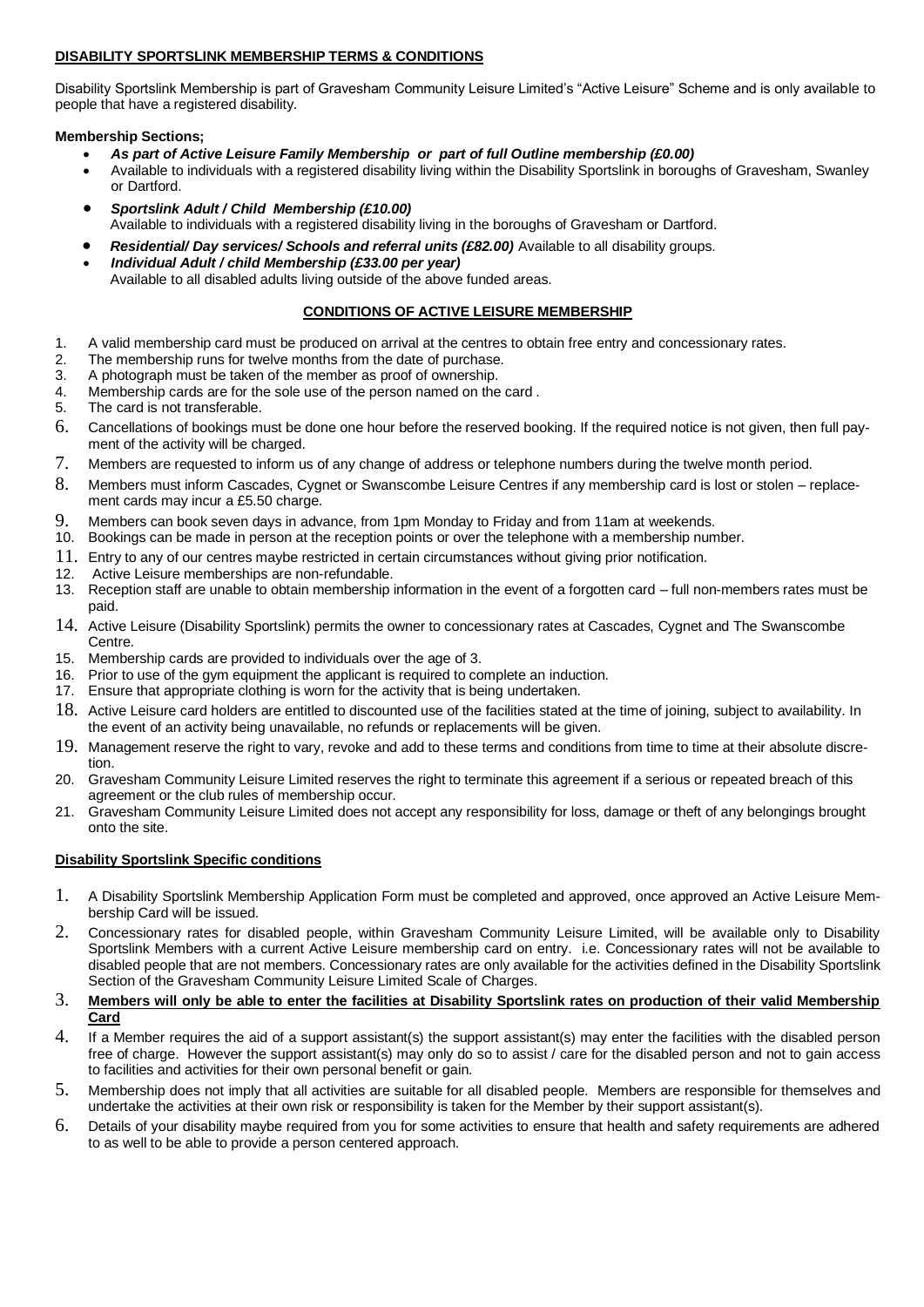**DISABILITY SPORTSLINK MEMBERSHIP TERMS & CONDITIONS**

Disability Sportslink Membership is part of Gravesham Community Leisure Limited's "Active Leisure" Scheme and is only available to people that have a registered disability.

**Membership Sections;**

- ***As part of Active Leisure Family Membership or part of full Outline membership (£0.00)***
- Available to individuals with a registered disability living within the Disability Sportslink in boroughs of Gravesham, Swanley or Dartford.
- ***Sportslink Adult / Child Membership (£10.00)***
  Available to individuals with a registered disability living in the boroughs of Gravesham or Dartford.
- ***Residential/ Day services/ Schools and referral units (£82.00)*** Available to all disability groups.
- ***Individual Adult / child Membership (£33.00 per year)***
  Available to all disabled adults living outside of the above funded areas.

**CONDITIONS OF ACTIVE LEISURE MEMBERSHIP**

1. A valid membership card must be produced on arrival at the centres to obtain free entry and concessionary rates.
2. The membership runs for twelve months from the date of purchase.
3. A photograph must be taken of the member as proof of ownership.
4. Membership cards are for the sole use of the person named on the card .
5. The card is not transferable.
6. Cancellations of bookings must be done one hour before the reserved booking. If the required notice is not given, then full payment of the activity will be charged.
7. Members are requested to inform us of any change of address or telephone numbers during the twelve month period.
8. Members must inform Cascades, Cygnet or Swanscombe Leisure Centres if any membership card is lost or stolen – replacement cards may incur a £5.50 charge.
9. Members can book seven days in advance, from 1pm Monday to Friday and from 11am at weekends.
10. Bookings can be made in person at the reception points or over the telephone with a membership number.
11. Entry to any of our centres maybe restricted in certain circumstances without giving prior notification.
12. Active Leisure memberships are non-refundable.
13. Reception staff are unable to obtain membership information in the event of a forgotten card – full non-members rates must be paid.
14. Active Leisure (Disability Sportslink) permits the owner to concessionary rates at Cascades, Cygnet and The Swanscombe Centre.
15. Membership cards are provided to individuals over the age of 3.
16. Prior to use of the gym equipment the applicant is required to complete an induction.
17. Ensure that appropriate clothing is worn for the activity that is being undertaken.
18. Active Leisure card holders are entitled to discounted use of the facilities stated at the time of joining, subject to availability. In the event of an activity being unavailable, no refunds or replacements will be given.
19. Management reserve the right to vary, revoke and add to these terms and conditions from time to time at their absolute discretion.
20. Gravesham Community Leisure Limited reserves the right to terminate this agreement if a serious or repeated breach of this agreement or the club rules of membership occur.
21. Gravesham Community Leisure Limited does not accept any responsibility for loss, damage or theft of any belongings brought onto the site.

**Disability Sportslink Specific conditions**

1. A Disability Sportslink Membership Application Form must be completed and approved, once approved an Active Leisure Membership Card will be issued.
2. Concessionary rates for disabled people, within Gravesham Community Leisure Limited, will be available only to Disability Sportslink Members with a current Active Leisure membership card on entry. i.e. Concessionary rates will not be available to disabled people that are not members. Concessionary rates are only available for the activities defined in the Disability Sportslink Section of the Gravesham Community Leisure Limited Scale of Charges.
3. **Members will only be able to enter the facilities at Disability Sportslink rates on production of their valid Membership Card**
4. If a Member requires the aid of a support assistant(s) the support assistant(s) may enter the facilities with the disabled person free of charge. However the support assistant(s) may only do so to assist / care for the disabled person and not to gain access to facilities and activities for their own personal benefit or gain.
5. Membership does not imply that all activities are suitable for all disabled people. Members are responsible for themselves and undertake the activities at their own risk or responsibility is taken for the Member by their support assistant(s).
6. Details of your disability maybe required from you for some activities to ensure that health and safety requirements are adhered to as well to be able to provide a person centered approach.